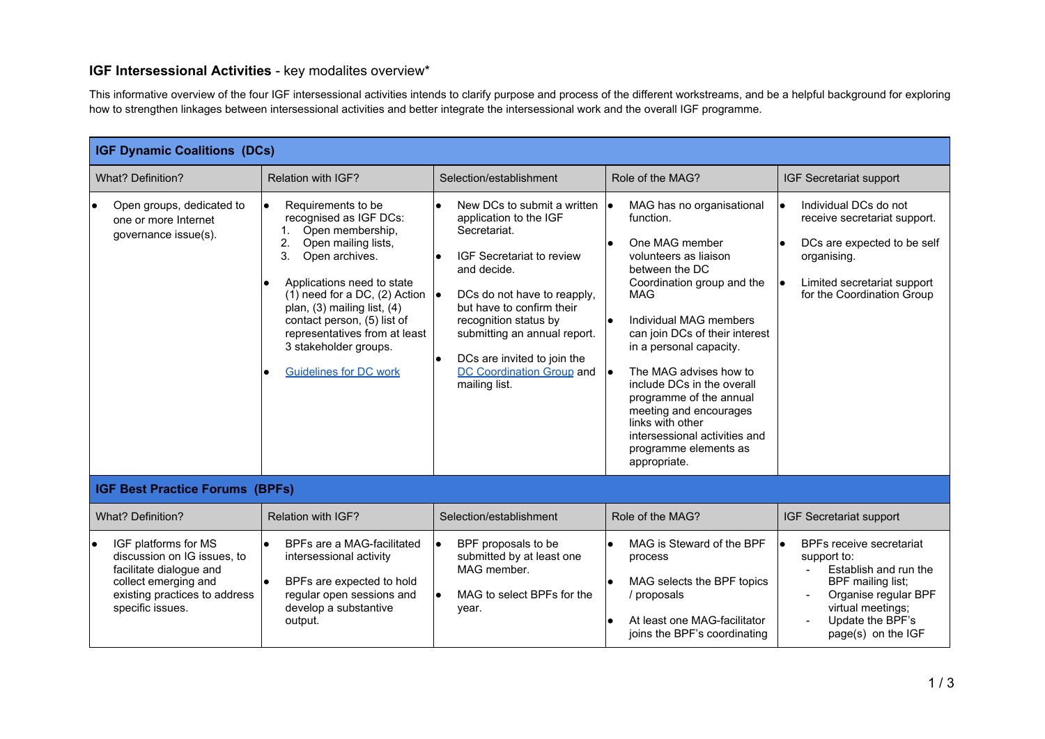## **IGF Intersessional Activities** - key modalites overview*

This informative overview of the four IGF intersessional activities intends to clarify purpose and process of the different workstreams, and be a helpful background for exploring how to strengthen linkages between intersessional activities and better integrate the intersessional work and the overall IGF programme.

| **IGF Dynamic Coalitions (DCs)** | | | | |
|---|---|---|---|---|
| What? Definition? | Relation with IGF? | Selection/establishment | Role of the MAG? | IGF Secretariat support |
| • Open groups, dedicated to one or more Internet governance issue(s). | • Requirements to be recognised as IGF DCs:<br>1. Open membership,<br>2. Open mailing lists,<br>3. Open archives.<br>• Applications need to state (1) need for a DC, (2) Action plan, (3) mailing list, (4) contact person, (5) list of representatives from at least 3 stakeholder groups.<br>• Guidelines for DC work | • New DCs to submit a written application to the IGF Secretariat.<br>• IGF Secretariat to review and decide.<br>• DCs do not have to reapply, but have to confirm their recognition status by submitting an annual report.<br>• DCs are invited to join the DC Coordination Group and mailing list. | • MAG has no organisational function.<br>• One MAG member volunteers as liaison between the DC Coordination group and the MAG<br>• Individual MAG members can join DCs of their interest in a personal capacity.<br>• The MAG advises how to include DCs in the overall programme of the annual meeting and encourages links with other intersessional activities and programme elements as appropriate. | • Individual DCs do not receive secretariat support.<br>• DCs are expected to be self organising.<br>• Limited secretariat support for the Coordination Group |
| **IGF Best Practice Forums (BPFs)** | | | | |
| What? Definition? | Relation with IGF? | Selection/establishment | Role of the MAG? | IGF Secretariat support |
| • IGF platforms for MS discussion on IG issues, to facilitate dialogue and collect emerging and existing practices to address specific issues. | • BPFs are a MAG-facilitated intersessional activity<br>• BPFs are expected to hold regular open sessions and develop a substantive output. | • BPF proposals to be submitted by at least one MAG member.<br>• MAG to select BPFs for the year. | • MAG is Steward of the BPF process<br>• MAG selects the BPF topics / proposals<br>• At least one MAG-facilitator joins the BPF's coordinating | • BPFs receive secretariat support to:<br>- Establish and run the BPF mailing list;<br>- Organise regular BPF virtual meetings;<br>- Update the BPF's page(s) on the IGF |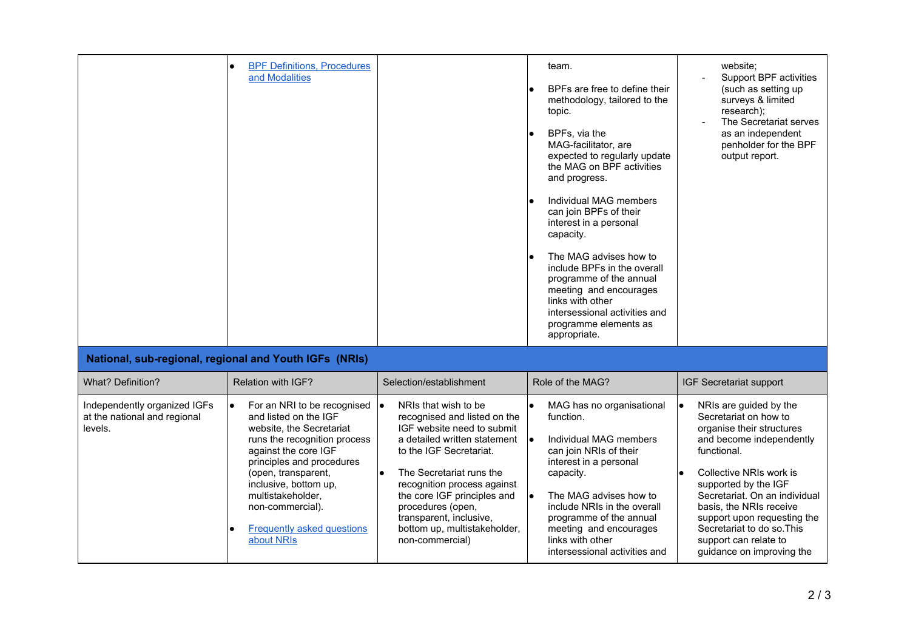| | | | | |
|---|---|---|---|---|
| | • [BPF Definitions, Procedures and Modalities](#) | | team.<br><br>• BPFs are free to define their methodology, tailored to the topic.<br><br>• BPFs, via the MAG-facilitator, are expected to regularly update the MAG on BPF activities and progress.<br><br>• Individual MAG members can join BPFs of their interest in a personal capacity.<br><br>• The MAG advises how to include BPFs in the overall programme of the annual meeting and encourages links with other intersessional activities and programme elements as appropriate. | website;<br>- Support BPF activities (such as setting up surveys & limited research);<br>- The Secretariat serves as an independent penholder for the BPF output report. |

**National, sub-regional, regional and Youth IGFs (NRIs)**

| What? Definition? | Relation with IGF? | Selection/establishment | Role of the MAG? | IGF Secretariat support |
|---|---|---|---|---|
| Independently organized IGFs at the national and regional levels. | • For an NRI to be recognised and listed on the IGF website, the Secretariat runs the recognition process against the core IGF principles and procedures (open, transparent, inclusive, bottom up, multistakeholder, non-commercial).<br><br>• [Frequently asked questions about NRIs](#) | • NRIs that wish to be recognised and listed on the IGF website need to submit a detailed written statement to the IGF Secretariat.<br><br>• The Secretariat runs the recognition process against the core IGF principles and procedures (open, transparent, inclusive, bottom up, multistakeholder, non-commercial) | • MAG has no organisational function.<br><br>• Individual MAG members can join NRIs of their interest in a personal capacity.<br><br>• The MAG advises how to include NRIs in the overall programme of the annual meeting and encourages links with other intersessional activities and | • NRIs are guided by the Secretariat on how to organise their structures and become independently functional.<br><br>• Collective NRIs work is supported by the IGF Secretariat. On an individual basis, the NRIs receive support upon requesting the Secretariat to do so.This support can relate to guidance on improving the |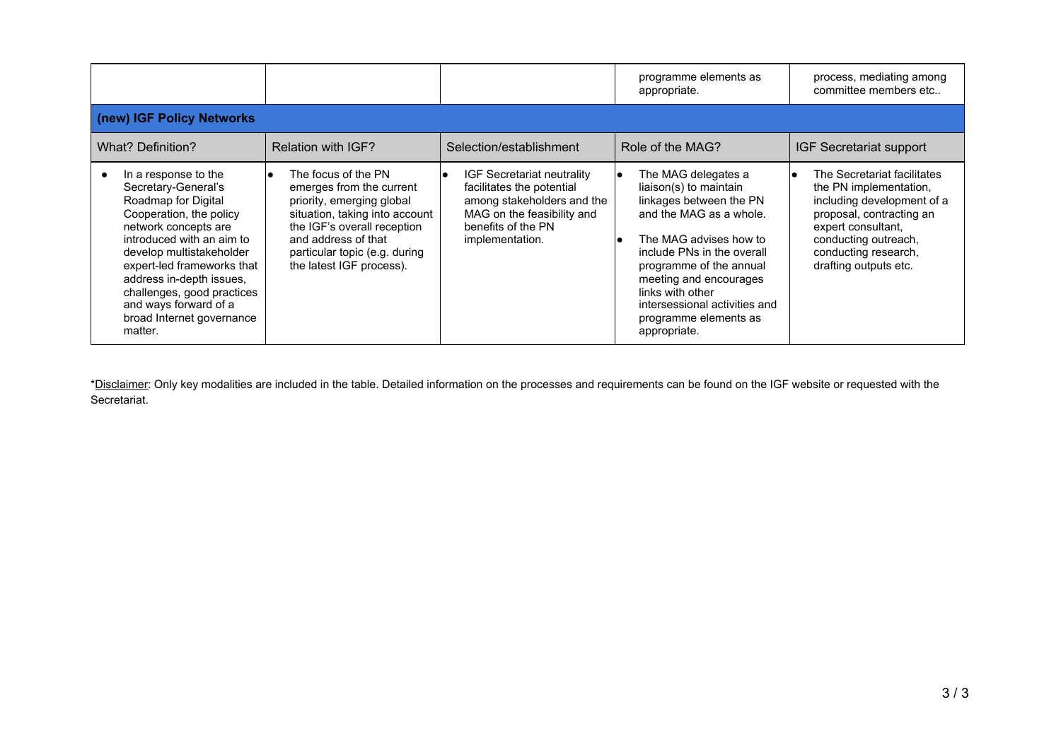| | | | | |
|---|---|---|---|---|
| | | | programme elements as appropriate. | process, mediating among committee members etc.. |
| **(new) IGF Policy Networks** | | | | |
| What? Definition? | Relation with IGF? | Selection/establishment | Role of the MAG? | IGF Secretariat support |
| • In a response to the Secretary-General's Roadmap for Digital Cooperation, the policy network concepts are introduced with an aim to develop multistakeholder expert-led frameworks that address in-depth issues, challenges, good practices and ways forward of a broad Internet governance matter. | • The focus of the PN emerges from the current priority, emerging global situation, taking into account the IGF's overall reception and address of that particular topic (e.g. during the latest IGF process). | • IGF Secretariat neutrality facilitates the potential among stakeholders and the MAG on the feasibility and benefits of the PN implementation. | • The MAG delegates a liaison(s) to maintain linkages between the PN and the MAG as a whole.<br><br>• The MAG advises how to include PNs in the overall programme of the annual meeting and encourages links with other intersessional activities and programme elements as appropriate. | • The Secretariat facilitates the PN implementation, including development of a proposal, contracting an expert consultant, conducting outreach, conducting research, drafting outputs etc. |

*Disclaimer: Only key modalities are included in the table. Detailed information on the processes and requirements can be found on the IGF website or requested with the Secretariat.